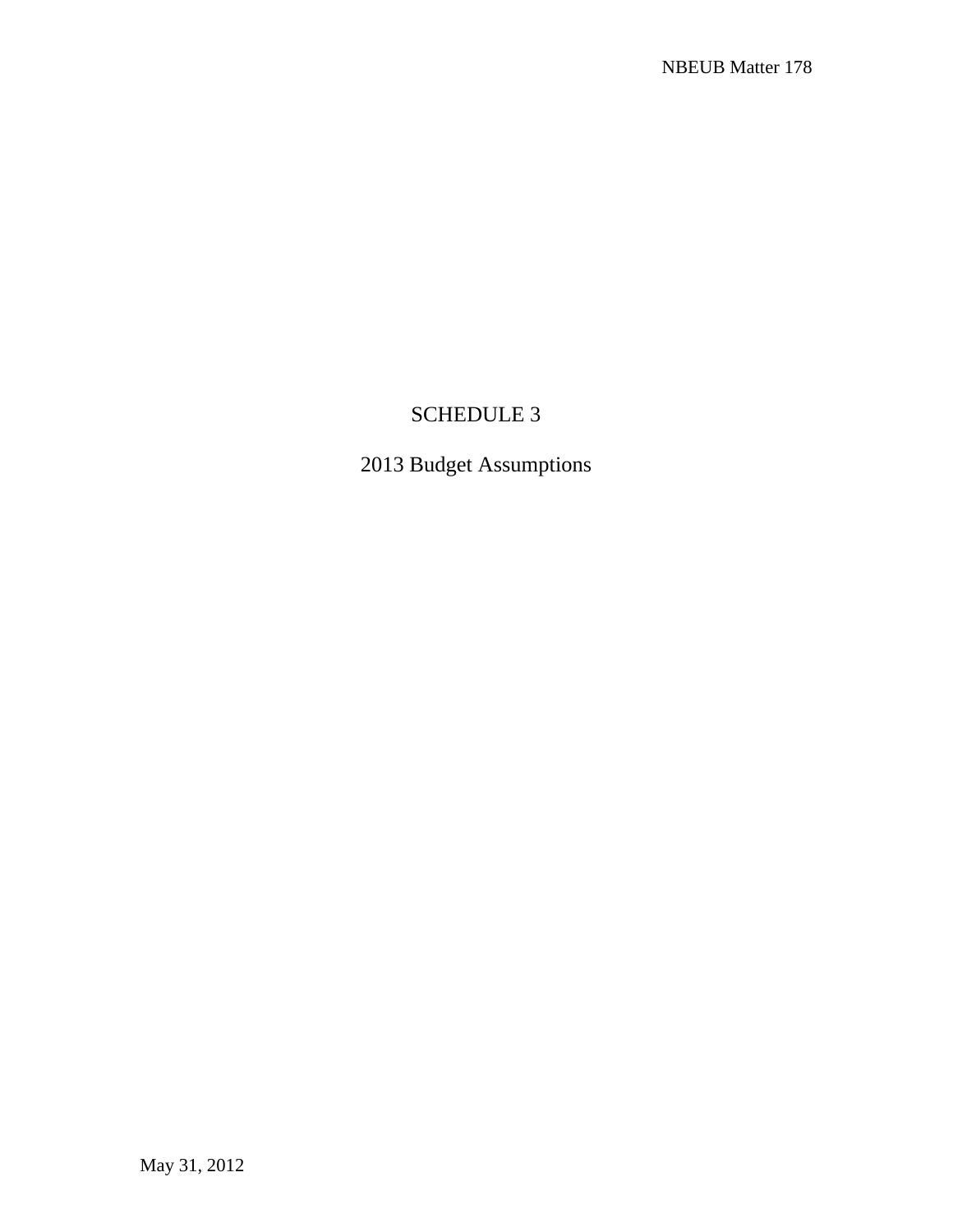# SCHEDULE 3

## 2013 Budget Assumptions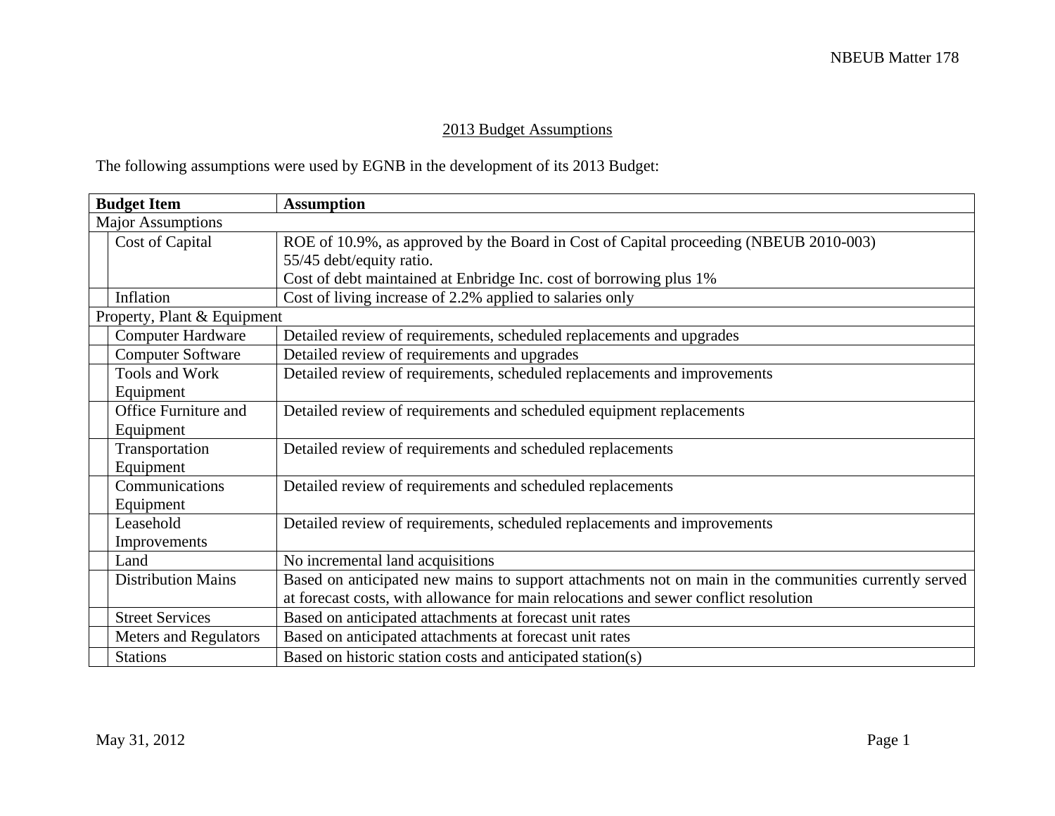## 2013 Budget Assumptions

The following assumptions were used by EGNB in the development of its 2013 Budget:

| Budget Item | | Assumption |
|---|---|---|
| Major Assumptions | | |
| | Cost of Capital | ROE of 10.9%, as approved by the Board in Cost of Capital proceeding (NBEUB 2010-003)<br>55/45 debt/equity ratio.<br>Cost of debt maintained at Enbridge Inc. cost of borrowing plus 1% |
| | Inflation | Cost of living increase of 2.2% applied to salaries only |
| Property, Plant & Equipment | | |
| | Computer Hardware | Detailed review of requirements, scheduled replacements and upgrades |
| | Computer Software | Detailed review of requirements and upgrades |
| | Tools and Work Equipment | Detailed review of requirements, scheduled replacements and improvements |
| | Office Furniture and Equipment | Detailed review of requirements and scheduled equipment replacements |
| | Transportation Equipment | Detailed review of requirements and scheduled replacements |
| | Communications Equipment | Detailed review of requirements and scheduled replacements |
| | Leasehold Improvements | Detailed review of requirements, scheduled replacements and improvements |
| | Land | No incremental land acquisitions |
| | Distribution Mains | Based on anticipated new mains to support attachments not on main in the communities currently served at forecast costs, with allowance for main relocations and sewer conflict resolution |
| | Street Services | Based on anticipated attachments at forecast unit rates |
| | Meters and Regulators | Based on anticipated attachments at forecast unit rates |
| | Stations | Based on historic station costs and anticipated station(s) |

May 31, 2012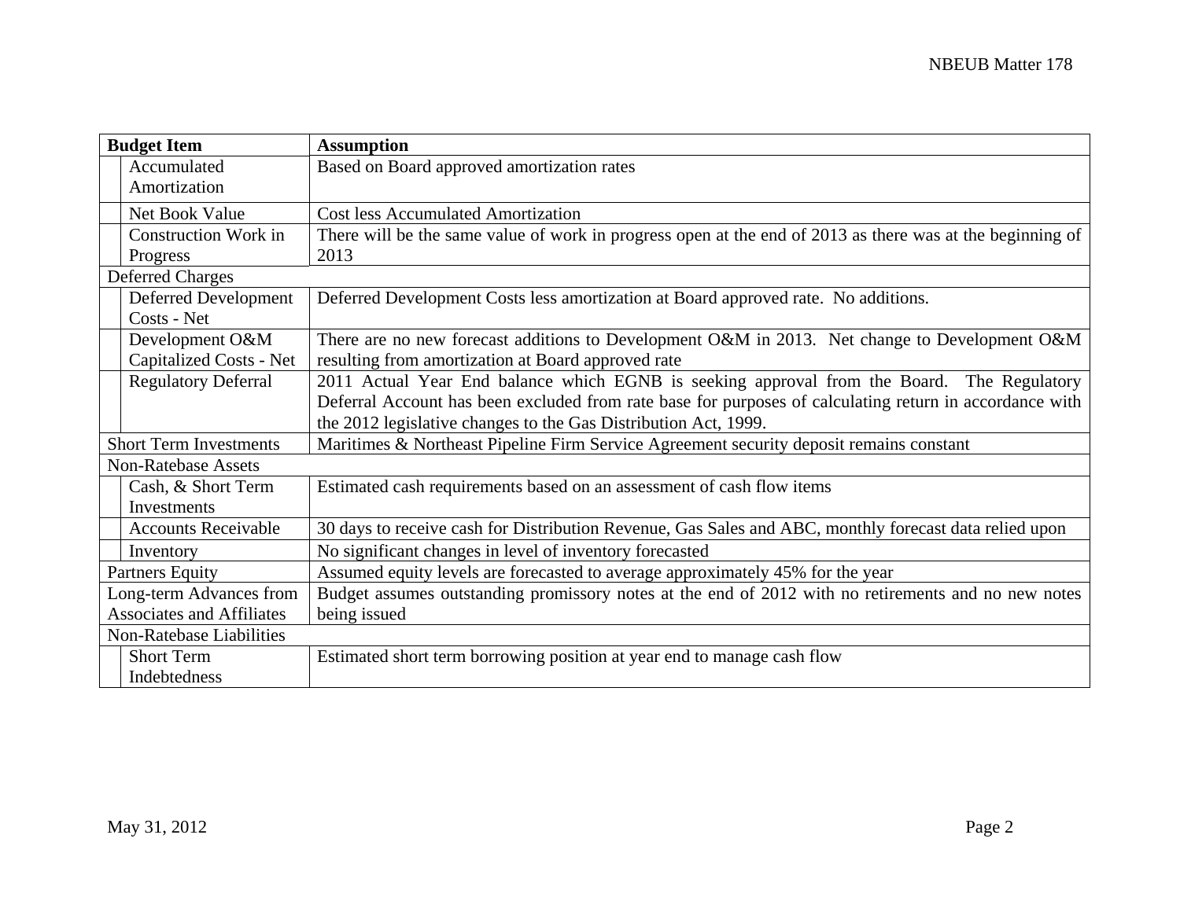| Budget Item | | Assumption |
|---|---|---|
| | Accumulated Amortization | Based on Board approved amortization rates |
| | Net Book Value | Cost less Accumulated Amortization |
| | Construction Work in Progress | There will be the same value of work in progress open at the end of 2013 as there was at the beginning of 2013 |
| Deferred Charges | | |
| | Deferred Development Costs - Net | Deferred Development Costs less amortization at Board approved rate. No additions. |
| | Development O&M Capitalized Costs - Net | There are no new forecast additions to Development O&M in 2013. Net change to Development O&M resulting from amortization at Board approved rate |
| | Regulatory Deferral | 2011 Actual Year End balance which EGNB is seeking approval from the Board. The Regulatory Deferral Account has been excluded from rate base for purposes of calculating return in accordance with the 2012 legislative changes to the Gas Distribution Act, 1999. |
| Short Term Investments | | Maritimes & Northeast Pipeline Firm Service Agreement security deposit remains constant |
| Non-Ratebase Assets | | |
| | Cash, & Short Term Investments | Estimated cash requirements based on an assessment of cash flow items |
| | Accounts Receivable | 30 days to receive cash for Distribution Revenue, Gas Sales and ABC, monthly forecast data relied upon |
| | Inventory | No significant changes in level of inventory forecasted |
| Partners Equity | | Assumed equity levels are forecasted to average approximately 45% for the year |
| Long-term Advances from Associates and Affiliates | | Budget assumes outstanding promissory notes at the end of 2012 with no retirements and no new notes being issued |
| Non-Ratebase Liabilities | | |
| | Short Term Indebtedness | Estimated short term borrowing position at year end to manage cash flow |

May 31, 2012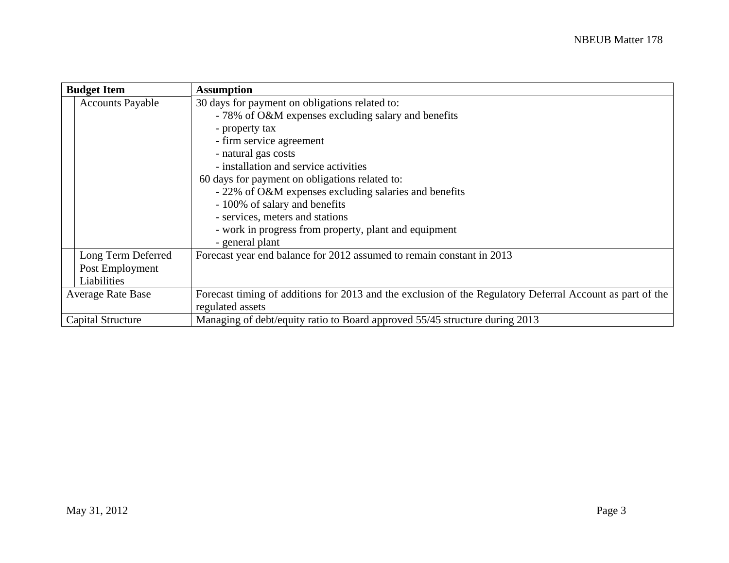| Budget Item | | Assumption |
|---|---|---|
| | Accounts Payable | 30 days for payment on obligations related to:<br>- 78% of O&M expenses excluding salary and benefits<br>- property tax<br>- firm service agreement<br>- natural gas costs<br>- installation and service activities<br>60 days for payment on obligations related to:<br>- 22% of O&M expenses excluding salaries and benefits<br>- 100% of salary and benefits<br>- services, meters and stations<br>- work in progress from property, plant and equipment<br>- general plant |
| | Long Term Deferred Post Employment Liabilities | Forecast year end balance for 2012 assumed to remain constant in 2013 |
| Average Rate Base | | Forecast timing of additions for 2013 and the exclusion of the Regulatory Deferral Account as part of the regulated assets |
| Capital Structure | | Managing of debt/equity ratio to Board approved 55/45 structure during 2013 |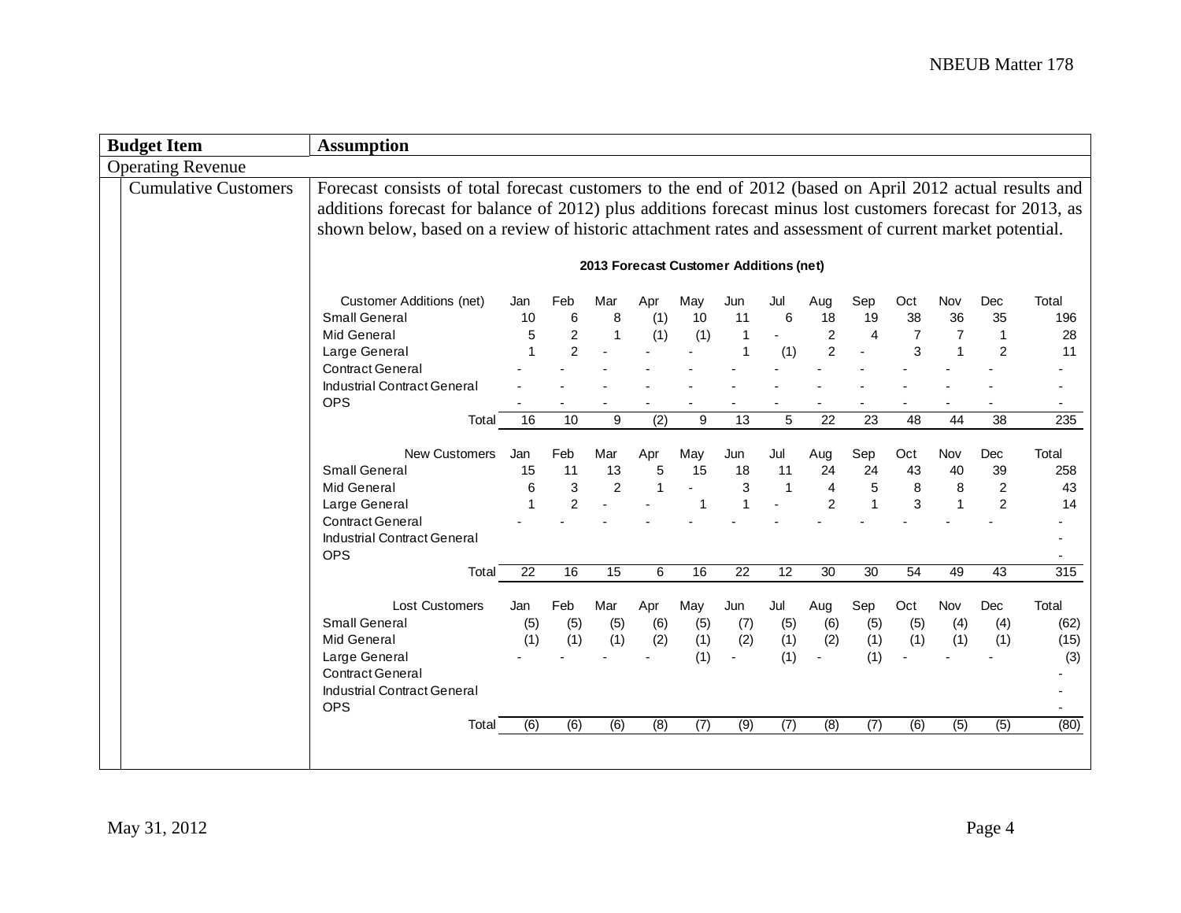| Budget Item | Assumption |
|---|---|
| Operating Revenue | |
| Cumulative Customers | Forecast consists of total forecast customers to the end of 2012 (based on April 2012 actual results and additions forecast for balance of 2012) plus additions forecast minus lost customers forecast for 2013, as shown below, based on a review of historic attachment rates and assessment of current market potential. |

**2013 Forecast Customer Additions (net)**

| Customer Additions (net) | Jan | Feb | Mar | Apr | May | Jun | Jul | Aug | Sep | Oct | Nov | Dec | Total |
|---|---|---|---|---|---|---|---|---|---|---|---|---|---|
| Small General | 10 | 6 | 8 | (1) | 10 | 11 | 6 | 18 | 19 | 38 | 36 | 35 | 196 |
| Mid General | 5 | 2 | 1 | (1) | (1) | 1 | - | 2 | 4 | 7 | 7 | 1 | 28 |
| Large General | 1 | 2 | - | - | - | 1 | (1) | 2 | - | 3 | 1 | 2 | 11 |
| Contract General | - | - | - | - | - | - | - | - | - | - | - | - | - |
| Industrial Contract General | - | - | - | - | - | - | - | - | - | - | - | - | - |
| OPS | - | - | - | - | - | - | - | - | - | - | - | - | - |
| Total | 16 | 10 | 9 | (2) | 9 | 13 | 5 | 22 | 23 | 48 | 44 | 38 | 235 |

| New Customers | Jan | Feb | Mar | Apr | May | Jun | Jul | Aug | Sep | Oct | Nov | Dec | Total |
|---|---|---|---|---|---|---|---|---|---|---|---|---|---|
| Small General | 15 | 11 | 13 | 5 | 15 | 18 | 11 | 24 | 24 | 43 | 40 | 39 | 258 |
| Mid General | 6 | 3 | 2 | 1 | - | 3 | 1 | 4 | 5 | 8 | 8 | 2 | 43 |
| Large General | 1 | 2 | - | - | 1 | 1 | - | 2 | 1 | 3 | 1 | 2 | 14 |
| Contract General | - | - | - | - | - | - | - | - | - | - | - | - | - |
| Industrial Contract General | | | | | | | | | | | | | - |
| OPS | | | | | | | | | | | | | - |
| Total | 22 | 16 | 15 | 6 | 16 | 22 | 12 | 30 | 30 | 54 | 49 | 43 | 315 |

| Lost Customers | Jan | Feb | Mar | Apr | May | Jun | Jul | Aug | Sep | Oct | Nov | Dec | Total |
|---|---|---|---|---|---|---|---|---|---|---|---|---|---|
| Small General | (5) | (5) | (5) | (6) | (5) | (7) | (5) | (6) | (5) | (5) | (4) | (4) | (62) |
| Mid General | (1) | (1) | (1) | (2) | (1) | (2) | (1) | (2) | (1) | (1) | (1) | (1) | (15) |
| Large General | - | - | - | - | (1) | - | (1) | - | (1) | - | - | - | (3) |
| Contract General | | | | | | | | | | | | | - |
| Industrial Contract General | | | | | | | | | | | | | - |
| OPS | | | | | | | | | | | | | - |
| Total | (6) | (6) | (6) | (8) | (7) | (9) | (7) | (8) | (7) | (6) | (5) | (5) | (80) |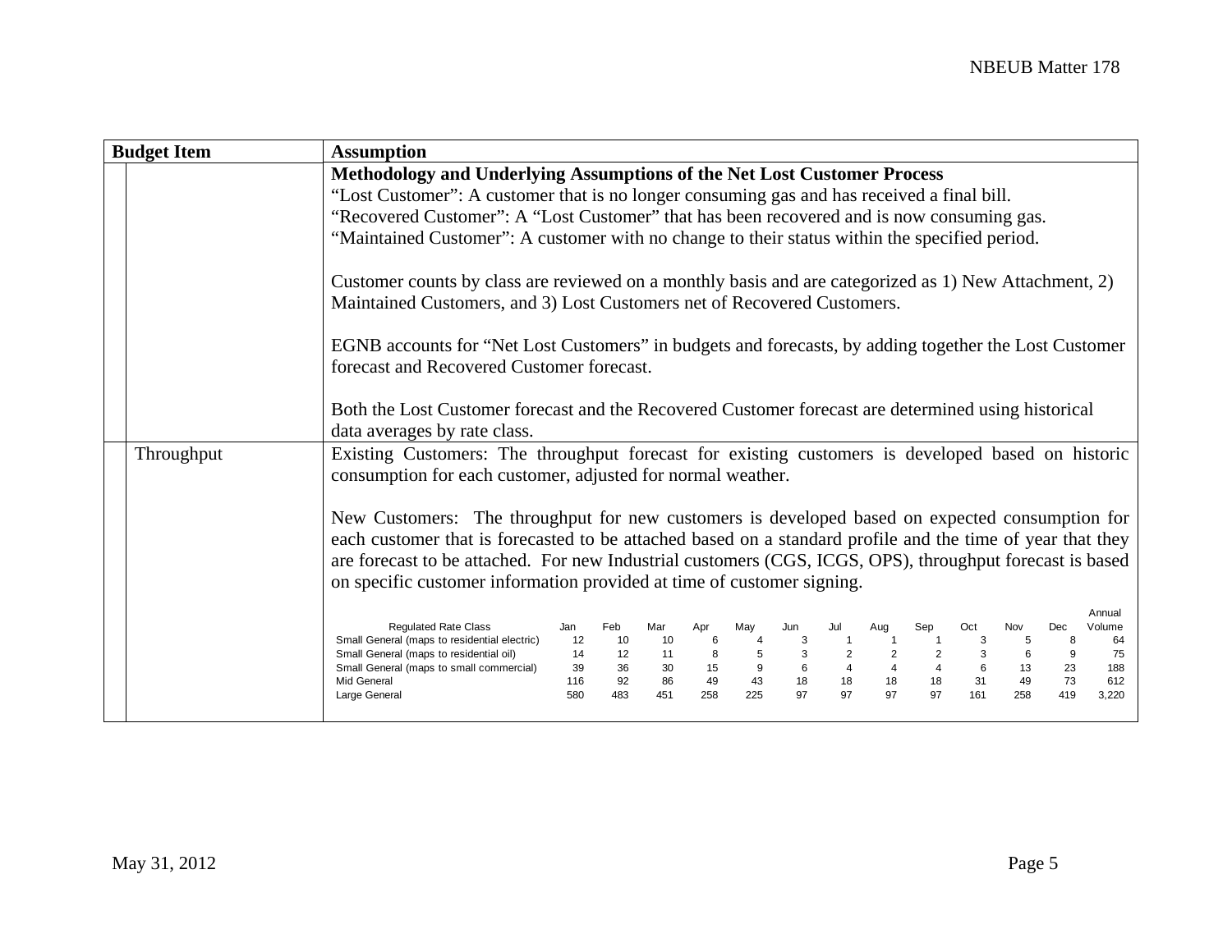| Budget Item | Assumption |
|---|---|
| | **Methodology and Underlying Assumptions of the Net Lost Customer Process**<br>"Lost Customer": A customer that is no longer consuming gas and has received a final bill.<br>"Recovered Customer": A "Lost Customer" that has been recovered and is now consuming gas.<br>"Maintained Customer": A customer with no change to their status within the specified period.<br><br>Customer counts by class are reviewed on a monthly basis and are categorized as 1) New Attachment, 2) Maintained Customers, and 3) Lost Customers net of Recovered Customers.<br><br>EGNB accounts for "Net Lost Customers" in budgets and forecasts, by adding together the Lost Customer forecast and Recovered Customer forecast.<br><br>Both the Lost Customer forecast and the Recovered Customer forecast are determined using historical data averages by rate class. |
| Throughput | Existing Customers: The throughput forecast for existing customers is developed based on historic consumption for each customer, adjusted for normal weather.<br><br>New Customers: The throughput for new customers is developed based on expected consumption for each customer that is forecasted to be attached based on a standard profile and the time of year that they are forecast to be attached. For new Industrial customers (CGS, ICGS, OPS), throughput forecast is based on specific customer information provided at time of customer signing. |

| Regulated Rate Class | Jan | Feb | Mar | Apr | May | Jun | Jul | Aug | Sep | Oct | Nov | Dec | Annual Volume |
|---|---|---|---|---|---|---|---|---|---|---|---|---|---|
| Small General (maps to residential electric) | 12 | 10 | 10 | 6 | 4 | 3 | 1 | 1 | 1 | 3 | 5 | 8 | 64 |
| Small General (maps to residential oil) | 14 | 12 | 11 | 8 | 5 | 3 | 2 | 2 | 2 | 3 | 6 | 9 | 75 |
| Small General (maps to small commercial) | 39 | 36 | 30 | 15 | 9 | 6 | 4 | 4 | 4 | 6 | 13 | 23 | 188 |
| Mid General | 116 | 92 | 86 | 49 | 43 | 18 | 18 | 18 | 18 | 31 | 49 | 73 | 612 |
| Large General | 580 | 483 | 451 | 258 | 225 | 97 | 97 | 97 | 97 | 161 | 258 | 419 | 3,220 |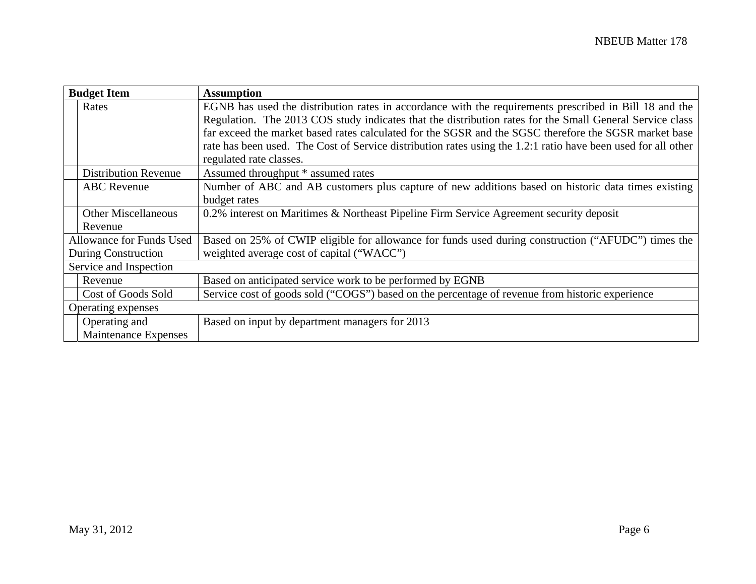| Budget Item | | Assumption |
|---|---|---|
| | Rates | EGNB has used the distribution rates in accordance with the requirements prescribed in Bill 18 and the Regulation. The 2013 COS study indicates that the distribution rates for the Small General Service class far exceed the market based rates calculated for the SGSR and the SGSC therefore the SGSR market base rate has been used. The Cost of Service distribution rates using the 1.2:1 ratio have been used for all other regulated rate classes. |
| | Distribution Revenue | Assumed throughput * assumed rates |
| | ABC Revenue | Number of ABC and AB customers plus capture of new additions based on historic data times existing budget rates |
| | Other Miscellaneous Revenue | 0.2% interest on Maritimes & Northeast Pipeline Firm Service Agreement security deposit |
| Allowance for Funds Used During Construction | | Based on 25% of CWIP eligible for allowance for funds used during construction (“AFUDC”) times the weighted average cost of capital (“WACC”) |
| Service and Inspection | | |
| | Revenue | Based on anticipated service work to be performed by EGNB |
| | Cost of Goods Sold | Service cost of goods sold (“COGS”) based on the percentage of revenue from historic experience |
| Operating expenses | | |
| | Operating and Maintenance Expenses | Based on input by department managers for 2013 |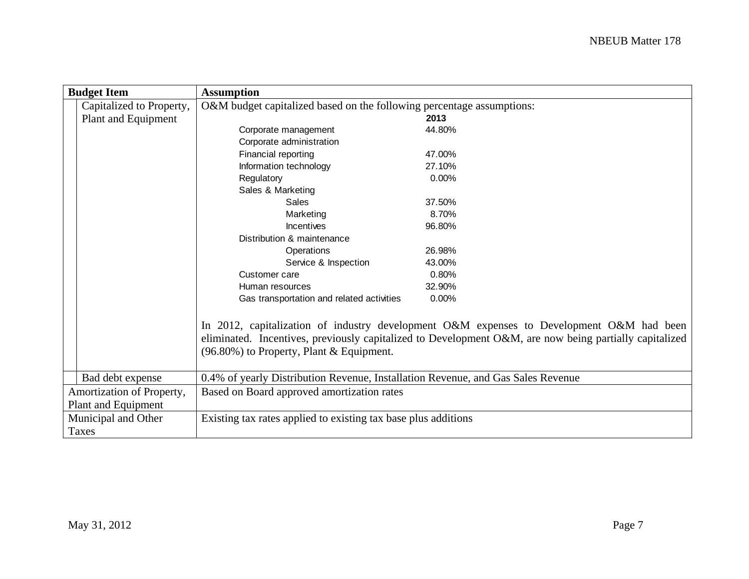| Budget Item | Assumption |
| --- | --- |
| Capitalized to Property, Plant and Equipment | O&M budget capitalized based on the following percentage assumptions:<br><br>**2013**<br>Corporate management 44.80%<br>Corporate administration<br>Financial reporting 47.00%<br>Information technology 27.10%<br>Regulatory 0.00%<br>Sales & Marketing<br>Sales 37.50%<br>Marketing 8.70%<br>Incentives 96.80%<br>Distribution & maintenance<br>Operations 26.98%<br>Service & Inspection 43.00%<br>Customer care 0.80%<br>Human resources 32.90%<br>Gas transportation and related activities 0.00%<br><br>In 2012, capitalization of industry development O&M expenses to Development O&M had been eliminated. Incentives, previously capitalized to Development O&M, are now being partially capitalized (96.80%) to Property, Plant & Equipment. |
| Bad debt expense | 0.4% of yearly Distribution Revenue, Installation Revenue, and Gas Sales Revenue |
| Amortization of Property, Plant and Equipment | Based on Board approved amortization rates |
| Municipal and Other Taxes | Existing tax rates applied to existing tax base plus additions |

May 31, 2012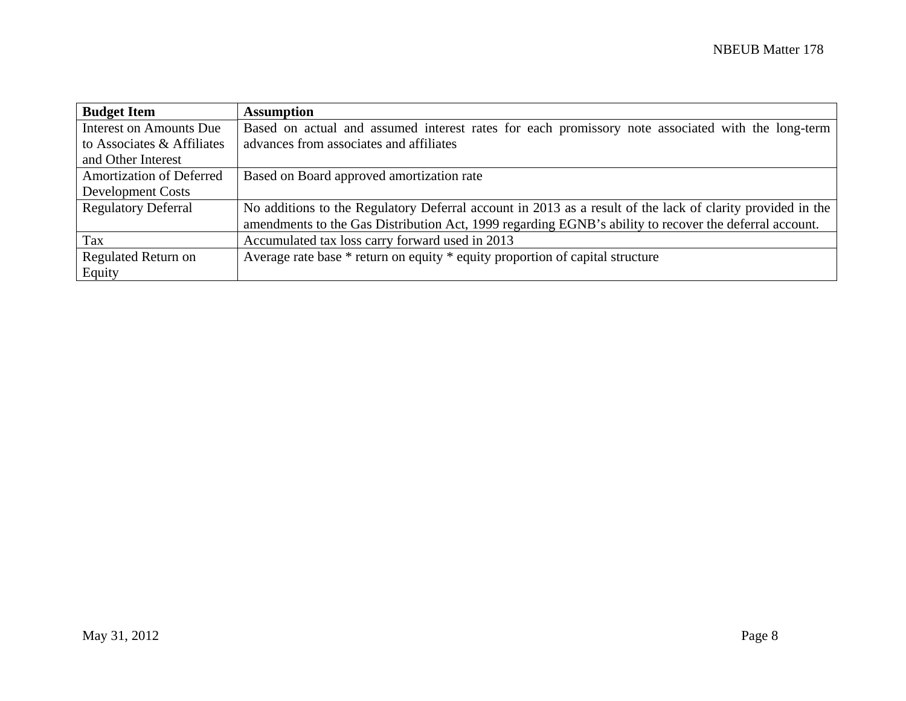| Budget Item | Assumption |
| --- | --- |
| Interest on Amounts Due to Associates & Affiliates and Other Interest | Based on actual and assumed interest rates for each promissory note associated with the long-term advances from associates and affiliates |
| Amortization of Deferred Development Costs | Based on Board approved amortization rate |
| Regulatory Deferral | No additions to the Regulatory Deferral account in 2013 as a result of the lack of clarity provided in the amendments to the Gas Distribution Act, 1999 regarding EGNB's ability to recover the deferral account. |
| Tax | Accumulated tax loss carry forward used in 2013 |
| Regulated Return on Equity | Average rate base * return on equity * equity proportion of capital structure |